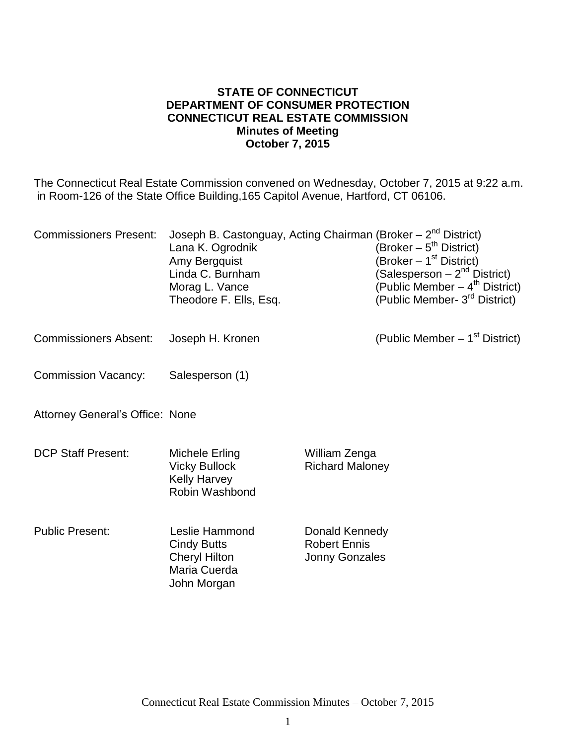**STATE OF CONNECTICUT**
**DEPARTMENT OF CONSUMER PROTECTION**
**CONNECTICUT REAL ESTATE COMMISSION**
**Minutes of Meeting**
**October 7, 2015**

The Connecticut Real Estate Commission convened on Wednesday, October 7, 2015 at 9:22 a.m. in Room-126 of the State Office Building,165 Capitol Avenue, Hartford, CT 06106.

| | | |
|---|---|---|
| Commissioners Present: | Joseph B. Castonguay, Acting Chairman | (Broker – 2nd District) |
| | Lana K. Ogrodnik | (Broker – 5th District) |
| | Amy Bergquist | (Broker – 1st District) |
| | Linda C. Burnham | (Salesperson – 2nd District) |
| | Morag L. Vance | (Public Member – 4th District) |
| | Theodore F. Ells, Esq. | (Public Member- 3rd District) |
| Commissioners Absent: | Joseph H. Kronen | (Public Member – 1st District) |
| Commission Vacancy: | Salesperson (1) | |

Attorney General's Office: None

| | | |
|---|---|---|
| DCP Staff Present: | Michele Erling | William Zenga |
| | Vicky Bullock | Richard Maloney |
| | Kelly Harvey | |
| | Robin Washbond | |

| | | |
|---|---|---|
| Public Present: | Leslie Hammond | Donald Kennedy |
| | Cindy Butts | Robert Ennis |
| | Cheryl Hilton | Jonny Gonzales |
| | Maria Cuerda | |
| | John Morgan | |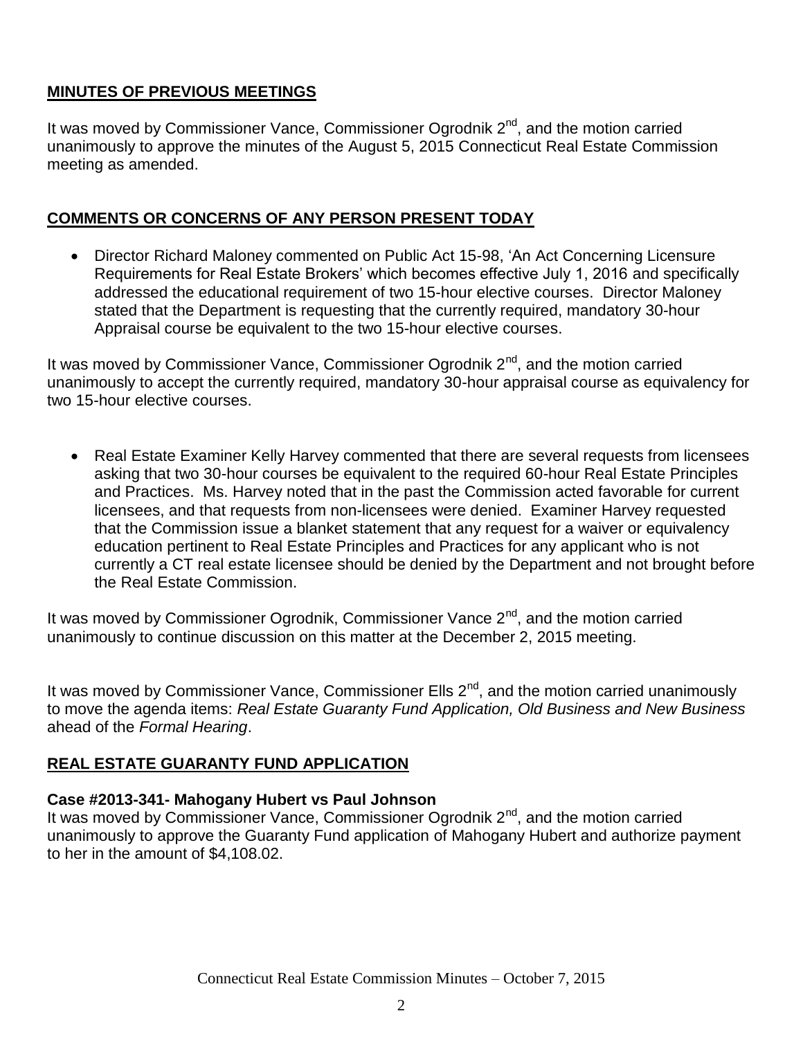## **MINUTES OF PREVIOUS MEETINGS**

It was moved by Commissioner Vance, Commissioner Ogrodnik 2nd, and the motion carried unanimously to approve the minutes of the August 5, 2015 Connecticut Real Estate Commission meeting as amended.

## **COMMENTS OR CONCERNS OF ANY PERSON PRESENT TODAY**

- Director Richard Maloney commented on Public Act 15-98, 'An Act Concerning Licensure Requirements for Real Estate Brokers' which becomes effective July 1, 2016 and specifically addressed the educational requirement of two 15-hour elective courses. Director Maloney stated that the Department is requesting that the currently required, mandatory 30-hour Appraisal course be equivalent to the two 15-hour elective courses.

It was moved by Commissioner Vance, Commissioner Ogrodnik 2nd, and the motion carried unanimously to accept the currently required, mandatory 30-hour appraisal course as equivalency for two 15-hour elective courses.

- Real Estate Examiner Kelly Harvey commented that there are several requests from licensees asking that two 30-hour courses be equivalent to the required 60-hour Real Estate Principles and Practices. Ms. Harvey noted that in the past the Commission acted favorable for current licensees, and that requests from non-licensees were denied. Examiner Harvey requested that the Commission issue a blanket statement that any request for a waiver or equivalency education pertinent to Real Estate Principles and Practices for any applicant who is not currently a CT real estate licensee should be denied by the Department and not brought before the Real Estate Commission.

It was moved by Commissioner Ogrodnik, Commissioner Vance 2nd, and the motion carried unanimously to continue discussion on this matter at the December 2, 2015 meeting.

It was moved by Commissioner Vance, Commissioner Ells 2nd, and the motion carried unanimously to move the agenda items: *Real Estate Guaranty Fund Application, Old Business and New Business* ahead of the *Formal Hearing*.

## **REAL ESTATE GUARANTY FUND APPLICATION**

**Case #2013-341- Mahogany Hubert vs Paul Johnson**

It was moved by Commissioner Vance, Commissioner Ogrodnik 2nd, and the motion carried unanimously to approve the Guaranty Fund application of Mahogany Hubert and authorize payment to her in the amount of $4,108.02.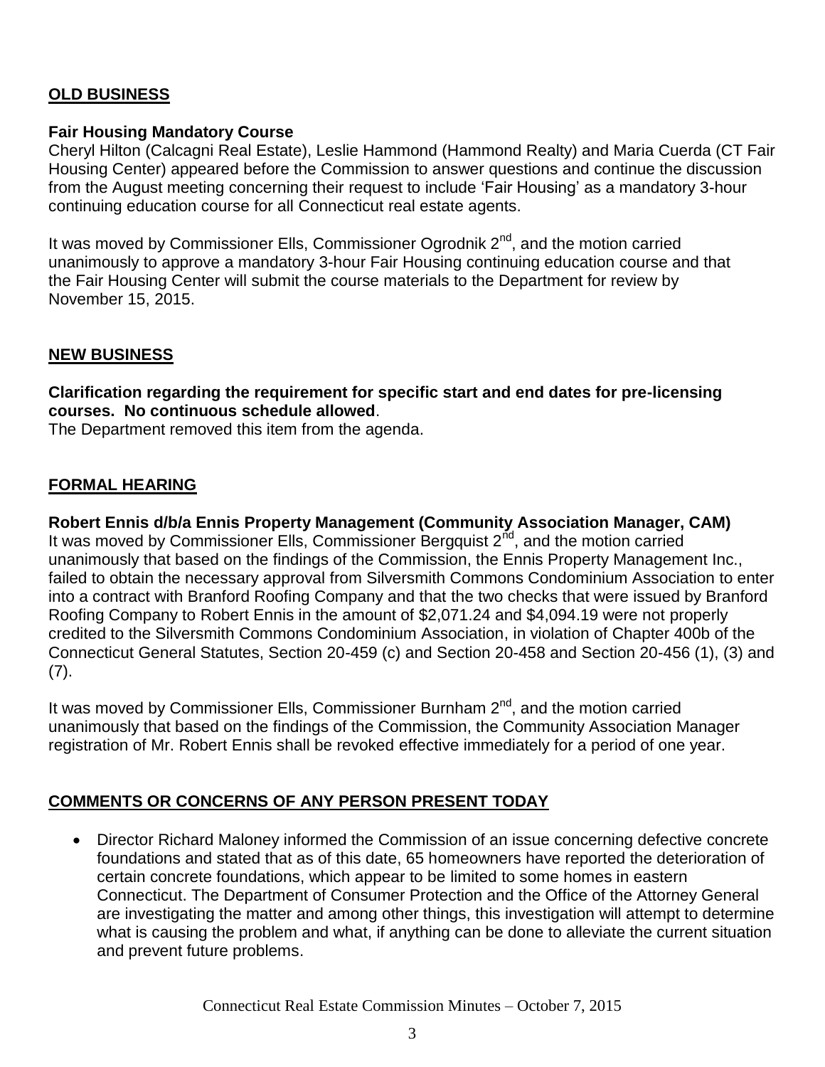## OLD BUSINESS

**Fair Housing Mandatory Course**
Cheryl Hilton (Calcagni Real Estate), Leslie Hammond (Hammond Realty) and Maria Cuerda (CT Fair Housing Center) appeared before the Commission to answer questions and continue the discussion from the August meeting concerning their request to include 'Fair Housing' as a mandatory 3-hour continuing education course for all Connecticut real estate agents.

It was moved by Commissioner Ells, Commissioner Ogrodnik 2nd, and the motion carried unanimously to approve a mandatory 3-hour Fair Housing continuing education course and that the Fair Housing Center will submit the course materials to the Department for review by November 15, 2015.

## NEW BUSINESS

**Clarification regarding the requirement for specific start and end dates for pre-licensing courses. No continuous schedule allowed**.
The Department removed this item from the agenda.

## FORMAL HEARING

**Robert Ennis d/b/a Ennis Property Management (Community Association Manager, CAM)**
It was moved by Commissioner Ells, Commissioner Bergquist 2nd, and the motion carried unanimously that based on the findings of the Commission, the Ennis Property Management Inc., failed to obtain the necessary approval from Silversmith Commons Condominium Association to enter into a contract with Branford Roofing Company and that the two checks that were issued by Branford Roofing Company to Robert Ennis in the amount of $2,071.24 and $4,094.19 were not properly credited to the Silversmith Commons Condominium Association, in violation of Chapter 400b of the Connecticut General Statutes, Section 20-459 (c) and Section 20-458 and Section 20-456 (1), (3) and (7).

It was moved by Commissioner Ells, Commissioner Burnham 2nd, and the motion carried unanimously that based on the findings of the Commission, the Community Association Manager registration of Mr. Robert Ennis shall be revoked effective immediately for a period of one year.

## COMMENTS OR CONCERNS OF ANY PERSON PRESENT TODAY

- Director Richard Maloney informed the Commission of an issue concerning defective concrete foundations and stated that as of this date, 65 homeowners have reported the deterioration of certain concrete foundations, which appear to be limited to some homes in eastern Connecticut. The Department of Consumer Protection and the Office of the Attorney General are investigating the matter and among other things, this investigation will attempt to determine what is causing the problem and what, if anything can be done to alleviate the current situation and prevent future problems.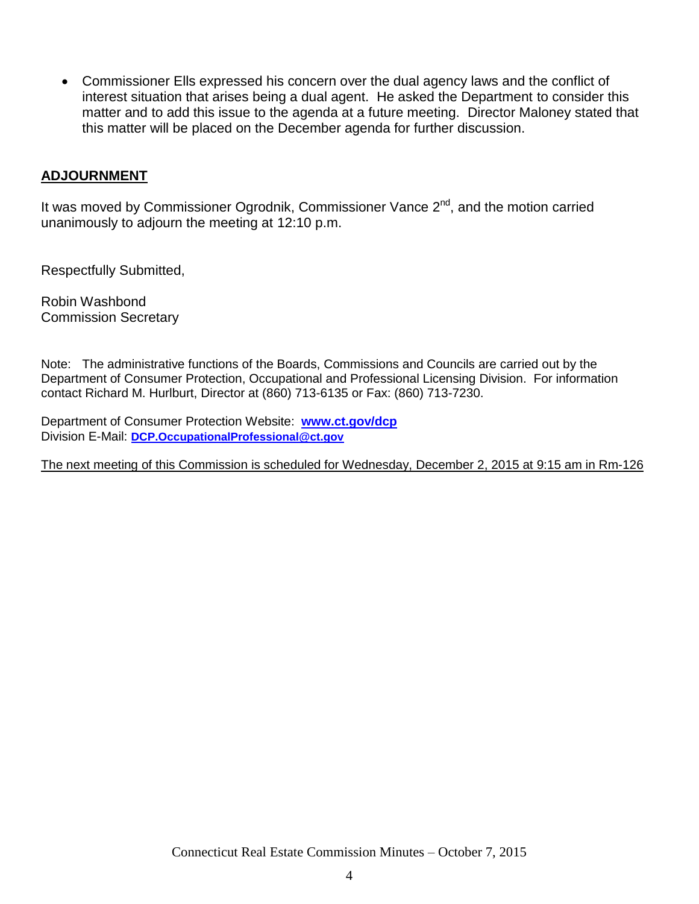- Commissioner Ells expressed his concern over the dual agency laws and the conflict of interest situation that arises being a dual agent. He asked the Department to consider this matter and to add this issue to the agenda at a future meeting. Director Maloney stated that this matter will be placed on the December agenda for further discussion.

## ADJOURNMENT

It was moved by Commissioner Ogrodnik, Commissioner Vance 2nd, and the motion carried unanimously to adjourn the meeting at 12:10 p.m.

Respectfully Submitted,

Robin Washbond
Commission Secretary

Note: The administrative functions of the Boards, Commissions and Councils are carried out by the Department of Consumer Protection, Occupational and Professional Licensing Division. For information contact Richard M. Hurlburt, Director at (860) 713-6135 or Fax: (860) 713-7230.

Department of Consumer Protection Website: **www.ct.gov/dcp**
Division E-Mail: **DCP.OccupationalProfessional@ct.gov**

The next meeting of this Commission is scheduled for Wednesday, December 2, 2015 at 9:15 am in Rm-126